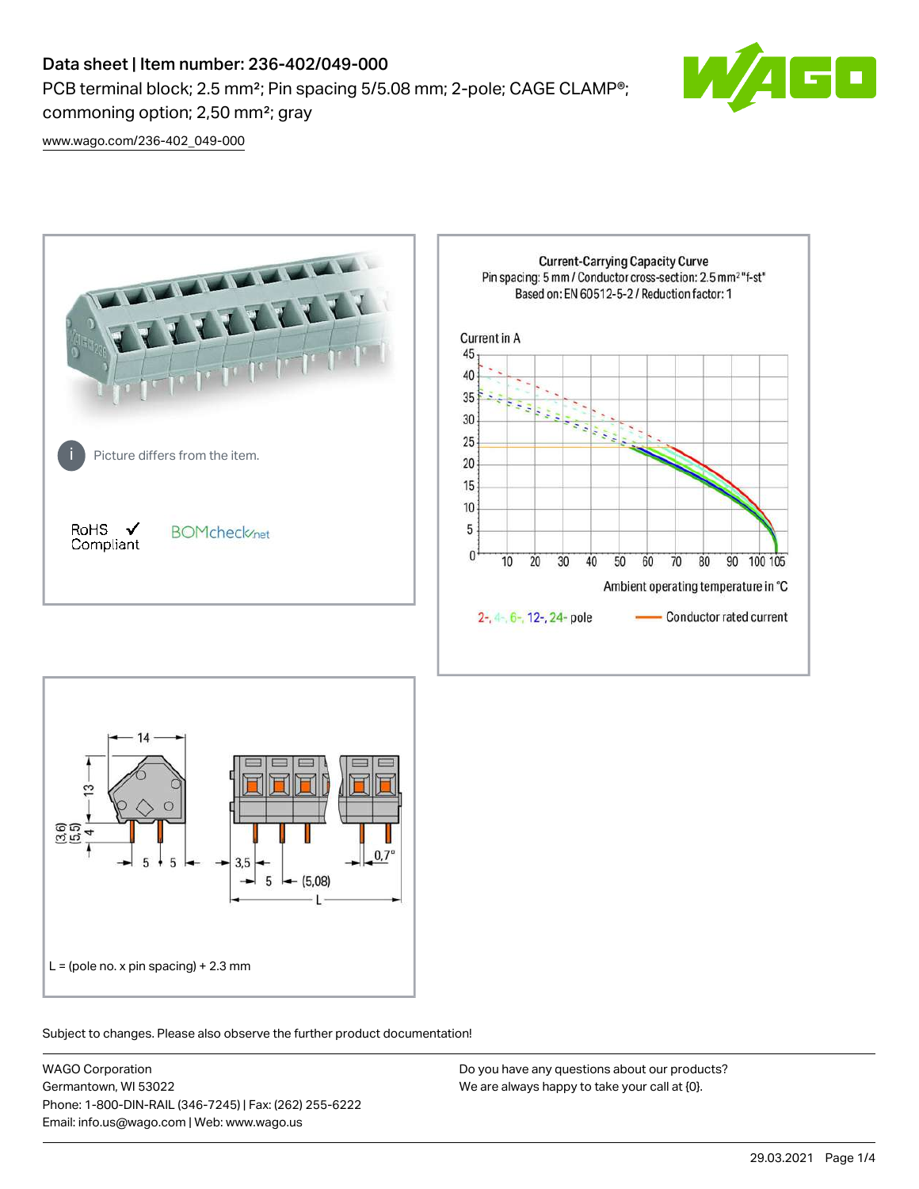# Data sheet | Item number: 236-402/049-000

PCB terminal block; 2.5 mm²; Pin spacing 5/5.08 mm; 2-pole; CAGE CLAMP®; commoning option; 2,50 mm²; gray

www.wago.com/236-402_049-000

Picture differs from the item.

RoHS ✓ Compliant

BOMcheck.net

**Current-Carrying Capacity Curve**

Pin spacing: 5 mm / Conductor cross-section: 2.5 mm² "f-st"

Based on: EN 60512-5-2 / Reduction factor: 1

Current in A

Ambient operating temperature in °C

2-, 4-, 6-, 12-, 24- pole

Conductor rated current

L = (pole no. x pin spacing) + 2.3 mm

Subject to changes. Please also observe the further product documentation!

WAGO Corporation
Germantown, WI 53022
Phone: 1-800-DIN-RAIL (346-7245) | Fax: (262) 255-6222
Email: info.us@wago.com | Web: www.wago.us

Do you have any questions about our products?
We are always happy to take your call at {0}.

29.03.2021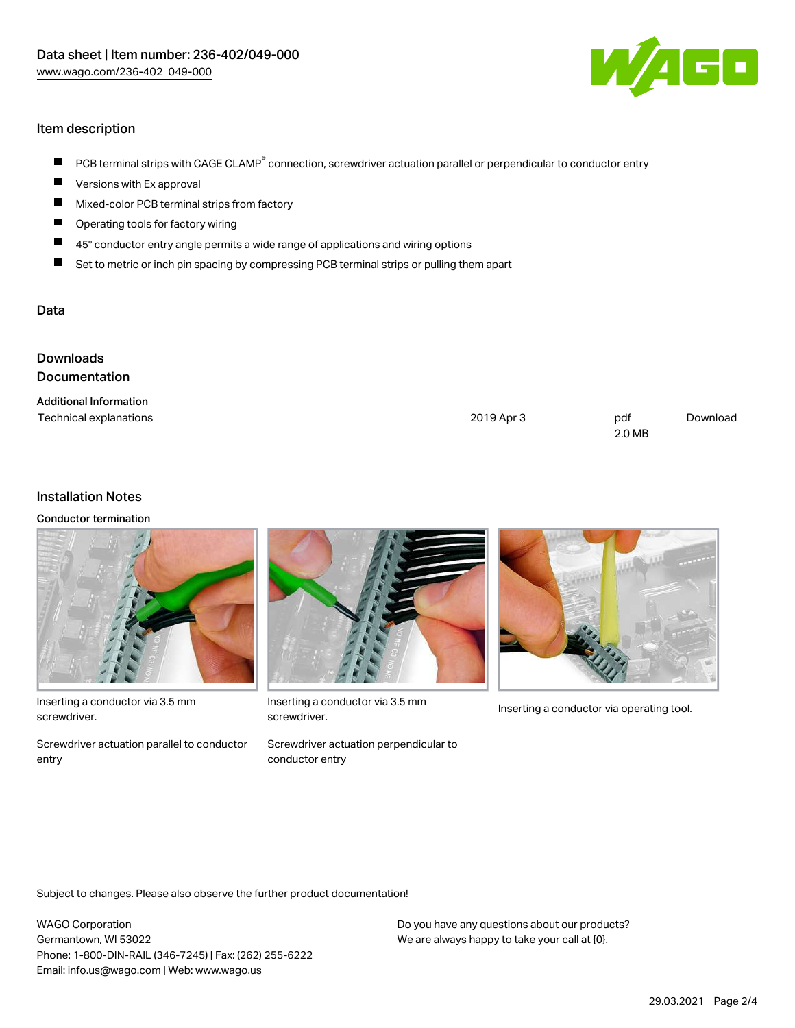## Item description

- PCB terminal strips with CAGE CLAMP® connection, screwdriver actuation parallel or perpendicular to conductor entry
- Versions with Ex approval
- Mixed-color PCB terminal strips from factory
- Operating tools for factory wiring
- 45° conductor entry angle permits a wide range of applications and wiring options
- Set to metric or inch pin spacing by compressing PCB terminal strips or pulling them apart

## Data

## Downloads

## Documentation

**Additional Information**

| | | | |
|---|---|---|---|
| Technical explanations | 2019 Apr 3 | pdf 2.0 MB | Download |

## Installation Notes

**Conductor termination**

Inserting a conductor via 3.5 mm screwdriver.

Screwdriver actuation parallel to conductor entry

Inserting a conductor via 3.5 mm screwdriver.

Screwdriver actuation perpendicular to conductor entry

Inserting a conductor via operating tool.

Subject to changes. Please also observe the further product documentation!

WAGO Corporation
Germantown, WI 53022
Phone: 1-800-DIN-RAIL (346-7245) | Fax: (262) 255-6222
Email: info.us@wago.com | Web: www.wago.us

Do you have any questions about our products?
We are always happy to take your call at {0}.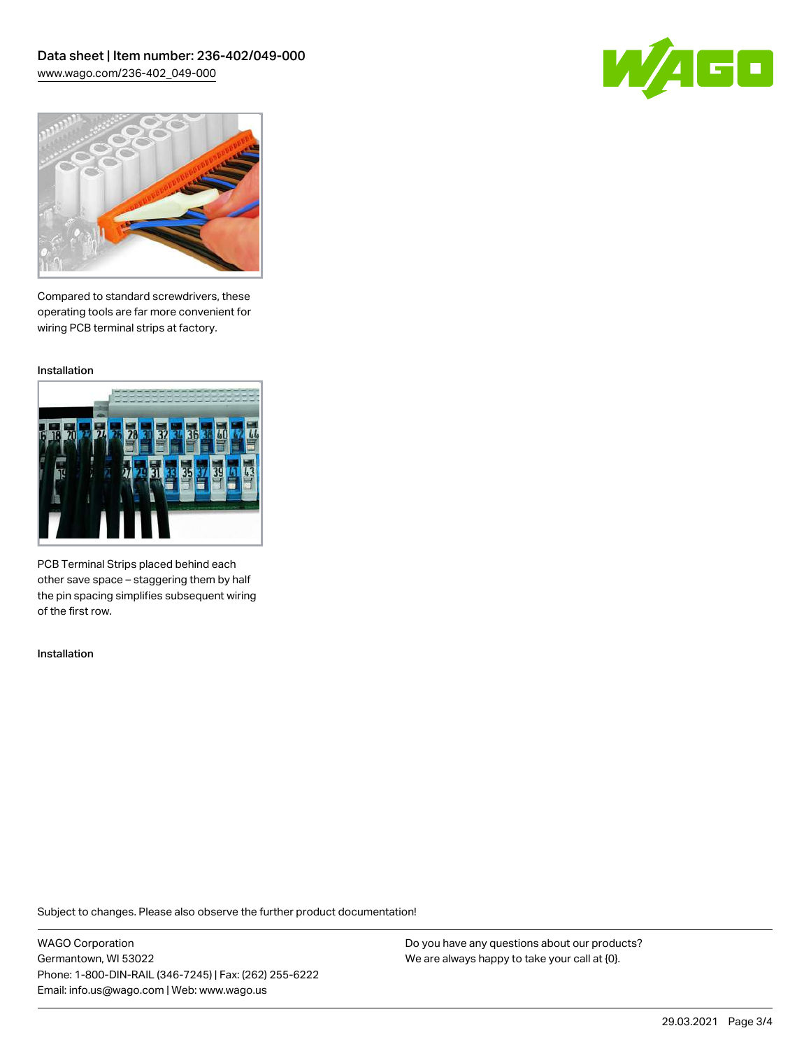Compared to standard screwdrivers, these operating tools are far more convenient for wiring PCB terminal strips at factory.

Installation

PCB Terminal Strips placed behind each other save space – staggering them by half the pin spacing simplifies subsequent wiring of the first row.

Installation

Subject to changes. Please also observe the further product documentation!

WAGO Corporation
Germantown, WI 53022
Phone: 1-800-DIN-RAIL (346-7245) | Fax: (262) 255-6222
Email: info.us@wago.com | Web: www.wago.us

Do you have any questions about our products?
We are always happy to take your call at {0}.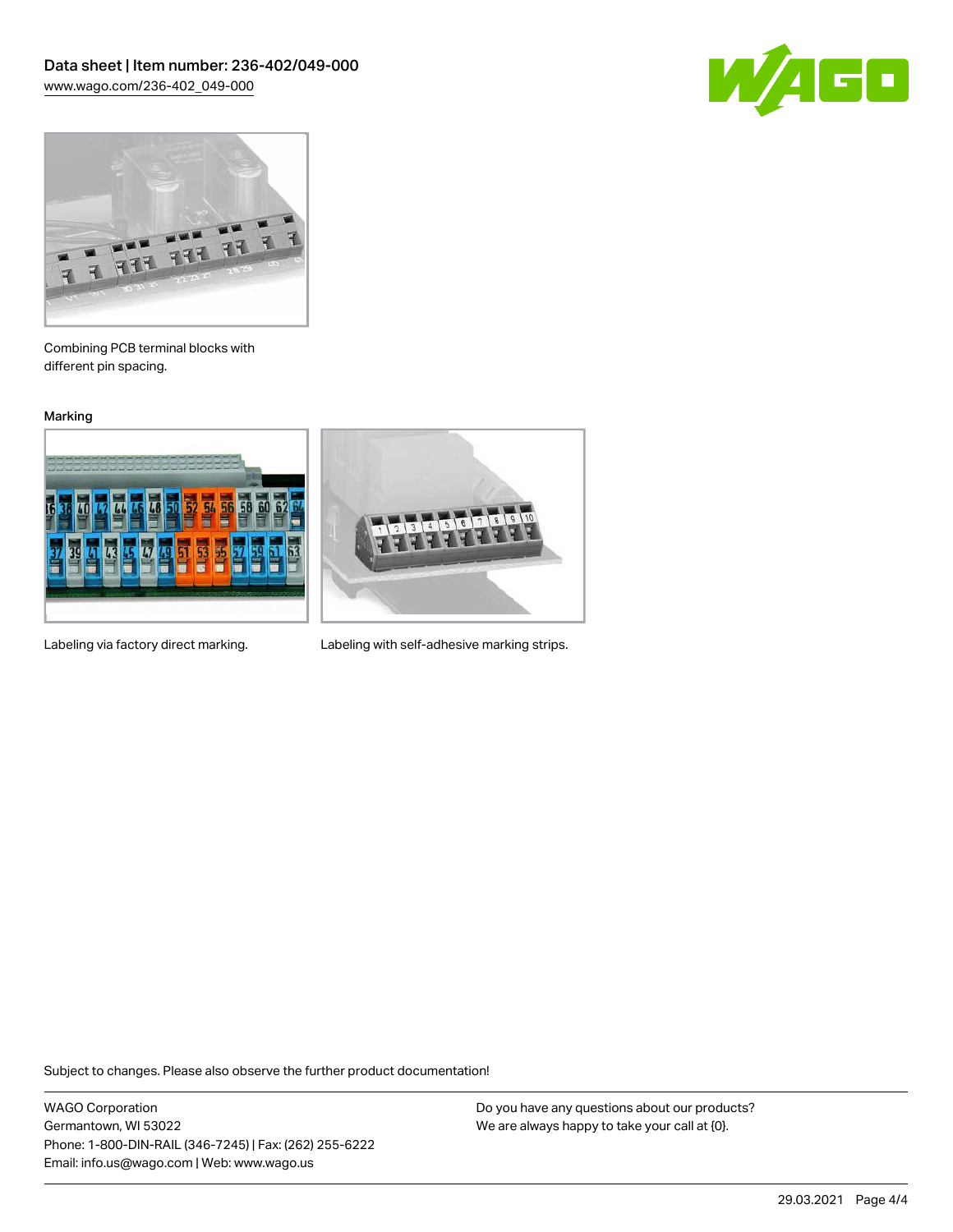Combining PCB terminal blocks with different pin spacing.

Marking

Labeling via factory direct marking.

Labeling with self-adhesive marking strips.

Subject to changes. Please also observe the further product documentation!

WAGO Corporation
Germantown, WI 53022
Phone: 1-800-DIN-RAIL (346-7245) | Fax: (262) 255-6222
Email: info.us@wago.com | Web: www.wago.us

Do you have any questions about our products?
We are always happy to take your call at {0}.